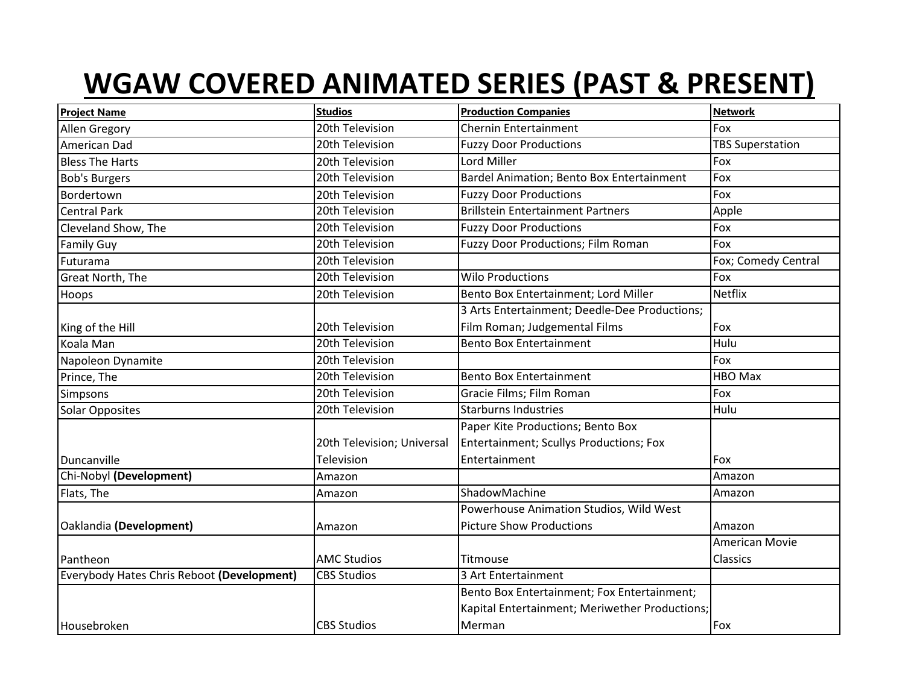# WGAW COVERED ANIMATED SERIES (PAST & PRESENT)

| Project Name | Studios | Production Companies | Network |
|---|---|---|---|
| Allen Gregory | 20th Television | Chernin Entertainment | Fox |
| American Dad | 20th Television | Fuzzy Door Productions | TBS Superstation |
| Bless The Harts | 20th Television | Lord Miller | Fox |
| Bob's Burgers | 20th Television | Bardel Animation; Bento Box Entertainment | Fox |
| Bordertown | 20th Television | Fuzzy Door Productions | Fox |
| Central Park | 20th Television | Brillstein Entertainment Partners | Apple |
| Cleveland Show, The | 20th Television | Fuzzy Door Productions | Fox |
| Family Guy | 20th Television | Fuzzy Door Productions; Film Roman | Fox |
| Futurama | 20th Television | | Fox; Comedy Central |
| Great North, The | 20th Television | Wilo Productions | Fox |
| Hoops | 20th Television | Bento Box Entertainment; Lord Miller | Netflix |
| King of the Hill | 20th Television | 3 Arts Entertainment; Deedle-Dee Productions; Film Roman; Judgemental Films | Fox |
| Koala Man | 20th Television | Bento Box Entertainment | Hulu |
| Napoleon Dynamite | 20th Television | | Fox |
| Prince, The | 20th Television | Bento Box Entertainment | HBO Max |
| Simpsons | 20th Television | Gracie Films; Film Roman | Fox |
| Solar Opposites | 20th Television | Starburns Industries | Hulu |
| Duncanville | 20th Television; Universal Television | Paper Kite Productions; Bento Box Entertainment; Scullys Productions; Fox Entertainment | Fox |
| Chi-Nobyl **(Development)** | Amazon | | Amazon |
| Flats, The | Amazon | ShadowMachine | Amazon |
| Oaklandia **(Development)** | Amazon | Powerhouse Animation Studios, Wild West Picture Show Productions | Amazon |
| Pantheon | AMC Studios | Titmouse | American Movie Classics |
| Everybody Hates Chris Reboot **(Development)** | CBS Studios | 3 Art Entertainment | |
| Housebroken | CBS Studios | Bento Box Entertainment; Fox Entertainment; Kapital Entertainment; Meriwether Productions; Merman | Fox |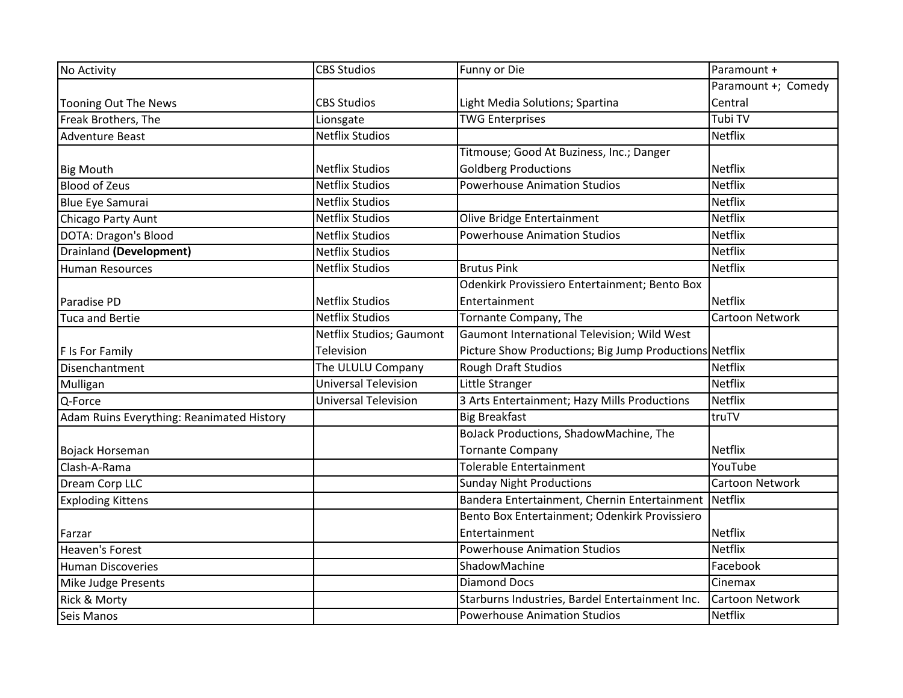| No Activity | CBS Studios | Funny or Die | Paramount + |
|---|---|---|---|
| Tooning Out The News | CBS Studios | Light Media Solutions; Spartina | Paramount +; Comedy Central |
| Freak Brothers, The | Lionsgate | TWG Enterprises | Tubi TV |
| Adventure Beast | Netflix Studios | | Netflix |
| Big Mouth | Netflix Studios | Titmouse; Good At Buziness, Inc.; Danger Goldberg Productions | Netflix |
| Blood of Zeus | Netflix Studios | Powerhouse Animation Studios | Netflix |
| Blue Eye Samurai | Netflix Studios | | Netflix |
| Chicago Party Aunt | Netflix Studios | Olive Bridge Entertainment | Netflix |
| DOTA: Dragon's Blood | Netflix Studios | Powerhouse Animation Studios | Netflix |
| Drainland **(Development)** | Netflix Studios | | Netflix |
| Human Resources | Netflix Studios | Brutus Pink | Netflix |
| Paradise PD | Netflix Studios | Odenkirk Provissiero Entertainment; Bento Box Entertainment | Netflix |
| Tuca and Bertie | Netflix Studios | Tornante Company, The | Cartoon Network |
| F Is For Family | Netflix Studios; Gaumont Television | Gaumont International Television; Wild West Picture Show Productions; Big Jump Productions | Netflix |
| Disenchantment | The ULULU Company | Rough Draft Studios | Netflix |
| Mulligan | Universal Television | Little Stranger | Netflix |
| Q-Force | Universal Television | 3 Arts Entertainment; Hazy Mills Productions | Netflix |
| Adam Ruins Everything: Reanimated History | | Big Breakfast | truTV |
| Bojack Horseman | | BoJack Productions, ShadowMachine, The Tornante Company | Netflix |
| Clash-A-Rama | | Tolerable Entertainment | YouTube |
| Dream Corp LLC | | Sunday Night Productions | Cartoon Network |
| Exploding Kittens | | Bandera Entertainment, Chernin Entertainment | Netflix |
| Farzar | | Bento Box Entertainment; Odenkirk Provissiero Entertainment | Netflix |
| Heaven's Forest | | Powerhouse Animation Studios | Netflix |
| Human Discoveries | | ShadowMachine | Facebook |
| Mike Judge Presents | | Diamond Docs | Cinemax |
| Rick & Morty | | Starburns Industries, Bardel Entertainment Inc. | Cartoon Network |
| Seis Manos | | Powerhouse Animation Studios | Netflix |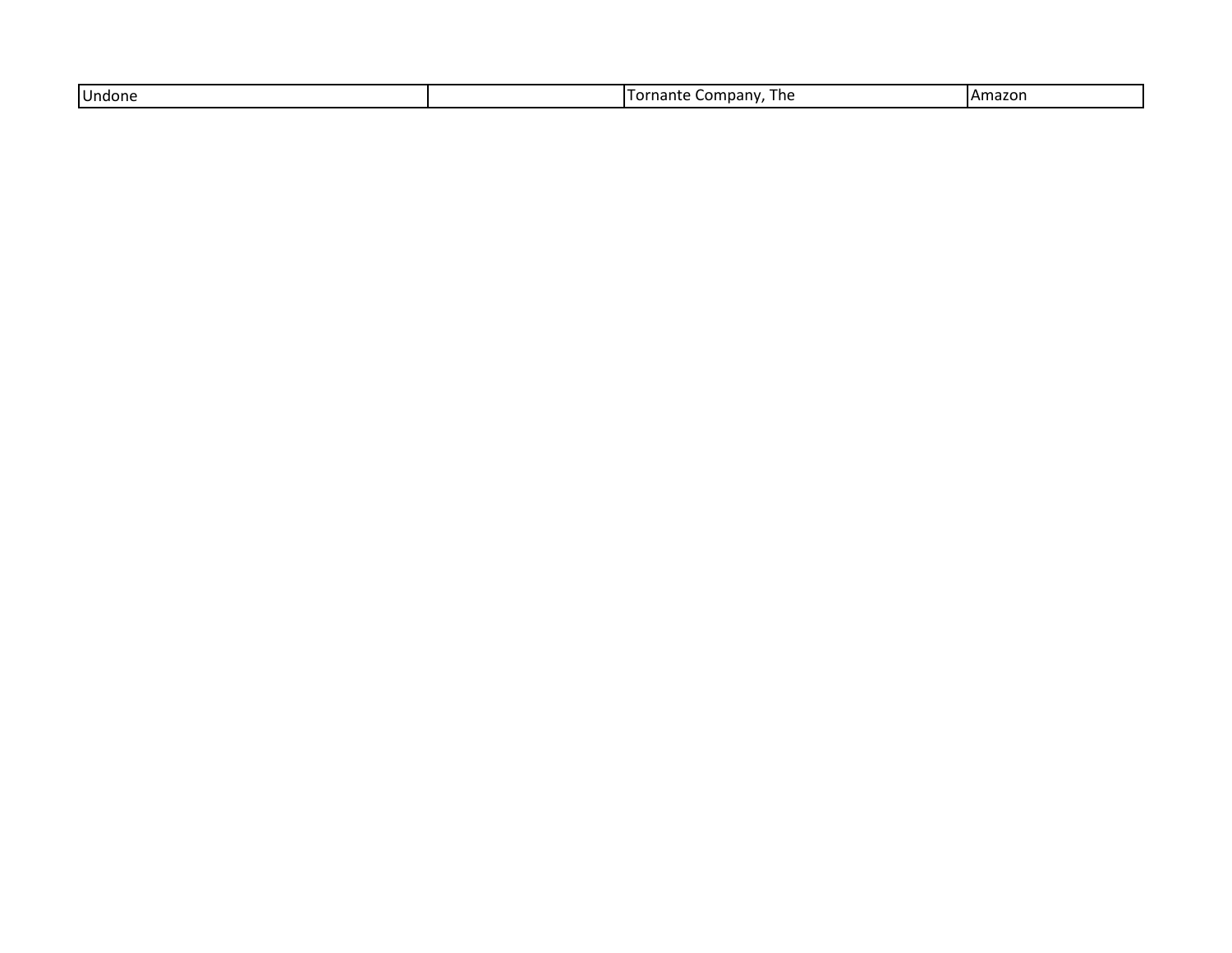| | | | |
|---|---|---|---|
| Undone | | Tornante Company, The | Amazon |